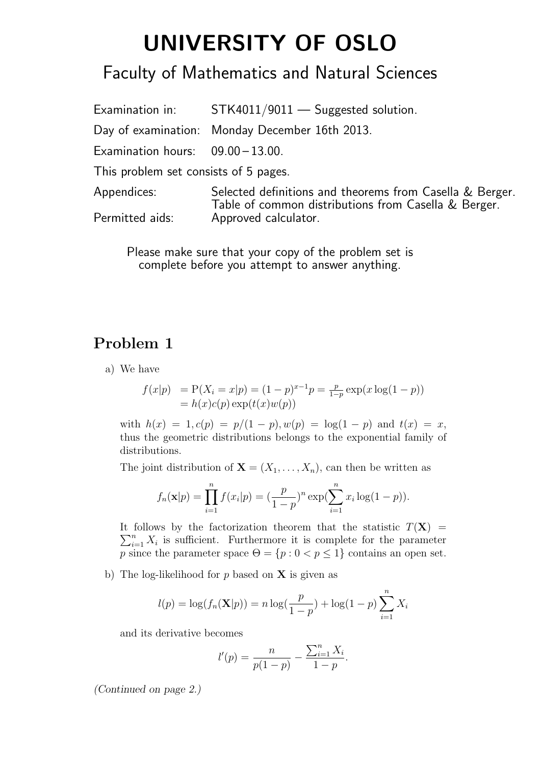# UNIVERSITY OF OSLO

## Faculty of Mathematics and Natural Sciences

Examination in: STK4011/9011 — Suggested solution.

Day of examination: Monday December 16th 2013.

Examination hours: 09.00 – 13.00.

This problem set consists of 5 pages.

Appendices: Selected definitions and theorems from Casella & Berger. Table of common distributions from Casella & Berger.

Permitted aids: Approved calculator.

Please make sure that your copy of the problem set is complete before you attempt to answer anything.

## Problem 1

a) We have

$$\begin{aligned} f(x|p) &= \mathrm{P}(X_i = x|p) = (1-p)^{x-1}p = \tfrac{p}{1-p}\exp(x\log(1-p)) \\ &= h(x)c(p)\exp(t(x)w(p)) \end{aligned}$$

with $h(x) = 1, c(p) = p/(1-p), w(p) = \log(1-p)$ and $t(x) = x$, thus the geometric distributions belongs to the exponential family of distributions.

The joint distribution of $\mathbf{X} = (X_1, \ldots, X_n)$, can then be written as

$$f_n(\mathbf{x}|p) = \prod_{i=1}^{n} f(x_i|p) = (\frac{p}{1-p})^n \exp(\sum_{i=1}^{n} x_i \log(1-p)).$$

It follows by the factorization theorem that the statistic $T(\mathbf{X}) = \sum_{i=1}^{n} X_i$ is sufficient. Furthermore it is complete for the parameter $p$ since the parameter space $\Theta = \{p : 0 < p \leq 1\}$ contains an open set.

b) The log-likelihood for $p$ based on $\mathbf{X}$ is given as

$$l(p) = \log(f_n(\mathbf{X}|p)) = n\log(\frac{p}{1-p}) + \log(1-p)\sum_{i=1}^{n} X_i$$

and its derivative becomes

$$l'(p) = \frac{n}{p(1-p)} - \frac{\sum_{i=1}^{n} X_i}{1-p}.$$

*(Continued on page 2.)*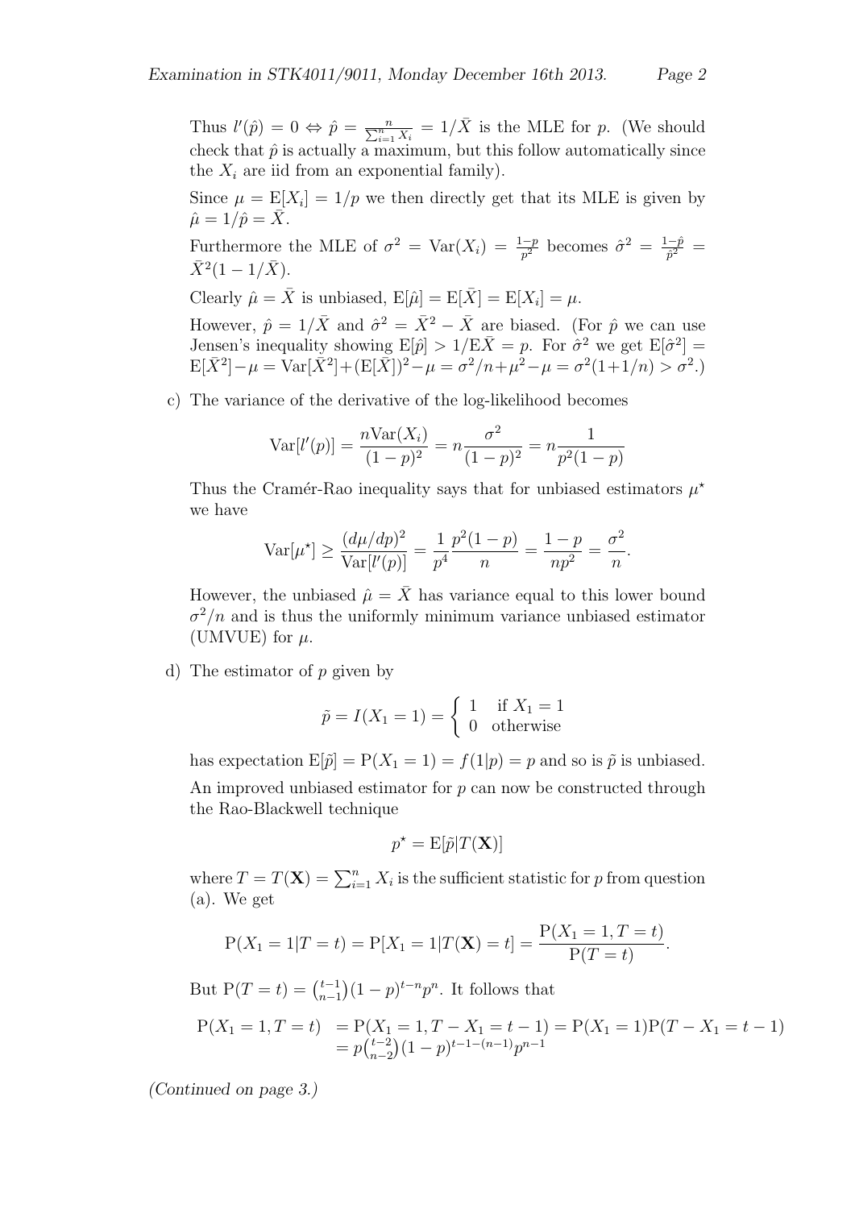Thus $l'(\hat{p}) = 0 \Leftrightarrow \hat{p} = \frac{n}{\sum_{i=1}^n X_i} = 1/\bar{X}$ is the MLE for $p$. (We should check that $\hat{p}$ is actually a maximum, but this follow automatically since the $X_i$ are iid from an exponential family).

Since $\mu = \mathrm{E}[X_i] = 1/p$ we then directly get that its MLE is given by $\hat{\mu} = 1/\hat{p} = \bar{X}$.

Furthermore the MLE of $\sigma^2 = \mathrm{Var}(X_i) = \frac{1-p}{p^2}$ becomes $\hat{\sigma}^2 = \frac{1-\hat{p}}{\hat{p}^2} = \bar{X}^2(1 - 1/\bar{X})$.

Clearly $\hat{\mu} = \bar{X}$ is unbiased, $\mathrm{E}[\hat{\mu}] = \mathrm{E}[\bar{X}] = \mathrm{E}[X_i] = \mu$.

However, $\hat{p} = 1/\bar{X}$ and $\hat{\sigma}^2 = \bar{X}^2 - \bar{X}$ are biased. (For $\hat{p}$ we can use Jensen's inequality showing $\mathrm{E}[\hat{p}] > 1/\mathrm{E}\bar{X} = p$. For $\hat{\sigma}^2$ we get $\mathrm{E}[\hat{\sigma}^2] = \mathrm{E}[\bar{X}^2] - \mu = \mathrm{Var}[\bar{X}^2] + (\mathrm{E}[\bar{X}])^2 - \mu = \sigma^2/n + \mu^2 - \mu = \sigma^2(1 + 1/n) > \sigma^2$.)

c) The variance of the derivative of the log-likelihood becomes

$$\mathrm{Var}[l'(p)] = \frac{n\mathrm{Var}(X_i)}{(1-p)^2} = n\frac{\sigma^2}{(1-p)^2} = n\frac{1}{p^2(1-p)}$$

Thus the Cramér-Rao inequality says that for unbiased estimators $\mu^\star$ we have

$$\mathrm{Var}[\mu^\star] \geq \frac{(d\mu/dp)^2}{\mathrm{Var}[l'(p)]} = \frac{1}{p^4}\frac{p^2(1-p)}{n} = \frac{1-p}{np^2} = \frac{\sigma^2}{n}.$$

However, the unbiased $\hat{\mu} = \bar{X}$ has variance equal to this lower bound $\sigma^2/n$ and is thus the uniformly minimum variance unbiased estimator (UMVUE) for $\mu$.

d) The estimator of $p$ given by

$$\tilde{p} = I(X_1 = 1) = \begin{cases} 1 & \text{if } X_1 = 1 \\ 0 & \text{otherwise} \end{cases}$$

has expectation $\mathrm{E}[\tilde{p}] = \mathrm{P}(X_1 = 1) = f(1|p) = p$ and so is $\tilde{p}$ is unbiased.

An improved unbiased estimator for $p$ can now be constructed through the Rao-Blackwell technique

$$p^\star = \mathrm{E}[\tilde{p}|T(\mathbf{X})]$$

where $T = T(\mathbf{X}) = \sum_{i=1}^n X_i$ is the sufficient statistic for $p$ from question (a). We get

$$\mathrm{P}(X_1 = 1|T = t) = \mathrm{P}[X_1 = 1|T(\mathbf{X}) = t] = \frac{\mathrm{P}(X_1 = 1, T = t)}{\mathrm{P}(T = t)}.$$

But $\mathrm{P}(T = t) = \binom{t-1}{n-1}(1-p)^{t-n}p^n$. It follows that

$$\begin{aligned} \mathrm{P}(X_1 = 1, T = t) &= \mathrm{P}(X_1 = 1, T - X_1 = t - 1) = \mathrm{P}(X_1 = 1)\mathrm{P}(T - X_1 = t - 1) \\ &= p\binom{t-2}{n-2}(1-p)^{t-1-(n-1)}p^{n-1} \end{aligned}$$

*(Continued on page 3.)*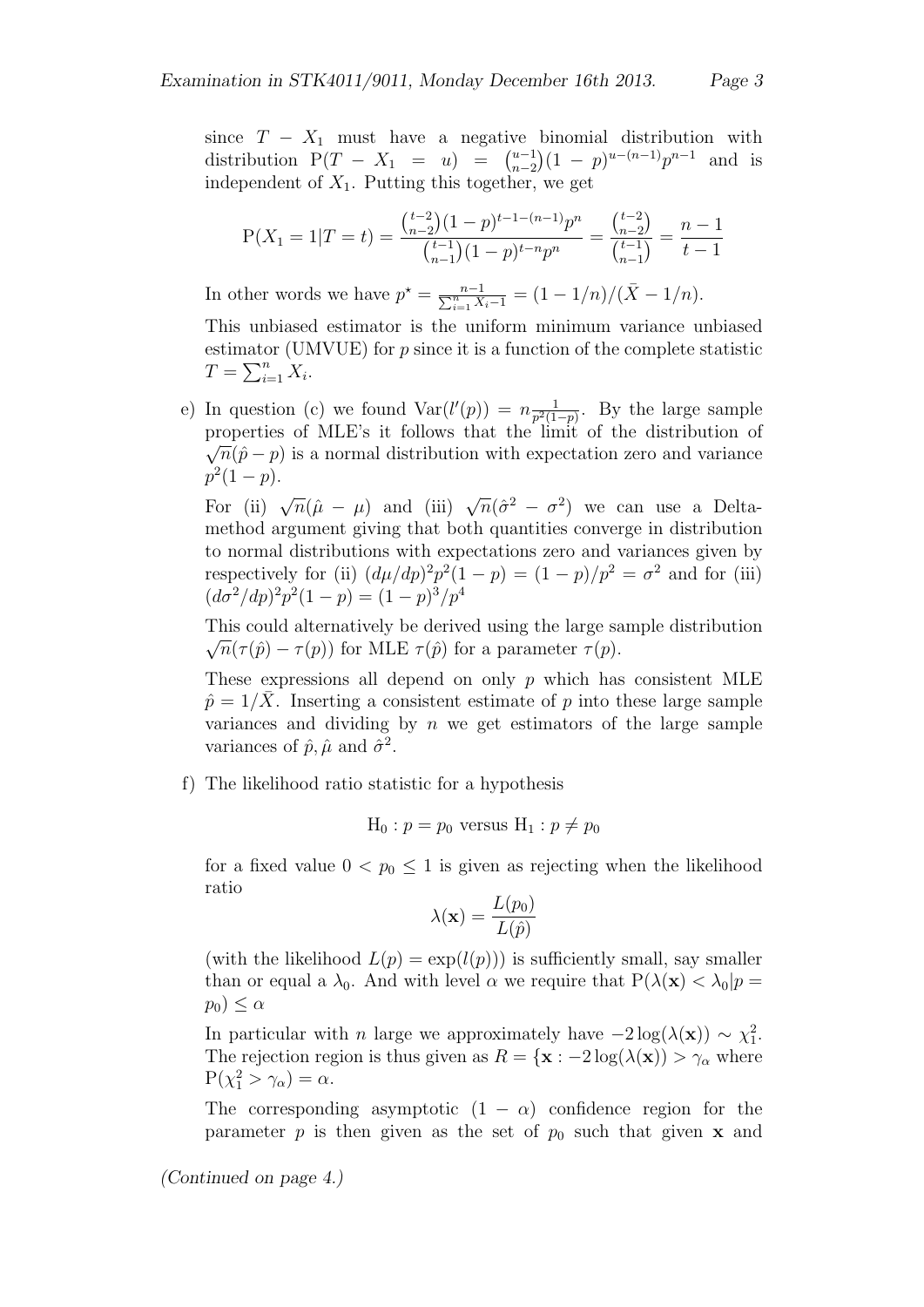since $T - X_1$ must have a negative binomial distribution with distribution $\mathrm{P}(T - X_1 = u) = \binom{u-1}{n-2}(1-p)^{u-(n-1)}p^{n-1}$ and is independent of $X_1$. Putting this together, we get

$$\mathrm{P}(X_1 = 1|T = t) = \frac{\binom{t-2}{n-2}(1-p)^{t-1-(n-1)}p^n}{\binom{t-1}{n-1}(1-p)^{t-n}p^n} = \frac{\binom{t-2}{n-2}}{\binom{t-1}{n-1}} = \frac{n-1}{t-1}$$

In other words we have $p^\star = \frac{n-1}{\sum_{i=1}^n X_i - 1} = (1 - 1/n)/(\bar{X} - 1/n)$.

This unbiased estimator is the uniform minimum variance unbiased estimator (UMVUE) for $p$ since it is a function of the complete statistic $T = \sum_{i=1}^n X_i$.

e) In question (c) we found $\mathrm{Var}(l'(p)) = n\frac{1}{p^2(1-p)}$. By the large sample properties of MLE's it follows that the limit of the distribution of $\sqrt{n}(\hat{p} - p)$ is a normal distribution with expectation zero and variance $p^2(1-p)$.

For (ii) $\sqrt{n}(\hat{\mu} - \mu)$ and (iii) $\sqrt{n}(\hat{\sigma}^2 - \sigma^2)$ we can use a Delta-method argument giving that both quantities converge in distribution to normal distributions with expectations zero and variances given by respectively for (ii) $(d\mu/dp)^2 p^2(1-p) = (1-p)/p^2 = \sigma^2$ and for (iii) $(d\sigma^2/dp)^2 p^2(1-p) = (1-p)^3/p^4$

This could alternatively be derived using the large sample distribution $\sqrt{n}(\tau(\hat{p}) - \tau(p))$ for MLE $\tau(\hat{p})$ for a parameter $\tau(p)$.

These expressions all depend on only $p$ which has consistent MLE $\hat{p} = 1/\bar{X}$. Inserting a consistent estimate of $p$ into these large sample variances and dividing by $n$ we get estimators of the large sample variances of $\hat{p}, \hat{\mu}$ and $\hat{\sigma}^2$.

f) The likelihood ratio statistic for a hypothesis

$$\mathrm{H}_0 : p = p_0 \text{ versus } \mathrm{H}_1 : p \neq p_0$$

for a fixed value $0 < p_0 \leq 1$ is given as rejecting when the likelihood ratio

$$\lambda(\mathbf{x}) = \frac{L(p_0)}{L(\hat{p})}$$

(with the likelihood $L(p) = \exp(l(p))$) is sufficiently small, say smaller than or equal a $\lambda_0$. And with level $\alpha$ we require that $\mathrm{P}(\lambda(\mathbf{x}) < \lambda_0 | p = p_0) \leq \alpha$

In particular with $n$ large we approximately have $-2\log(\lambda(\mathbf{x})) \sim \chi_1^2$. The rejection region is thus given as $R = \{\mathbf{x} : -2\log(\lambda(\mathbf{x})) > \gamma_\alpha$ where $\mathrm{P}(\chi_1^2 > \gamma_\alpha) = \alpha$.

The corresponding asymptotic $(1 - \alpha)$ confidence region for the parameter $p$ is then given as the set of $p_0$ such that given $\mathbf{x}$ and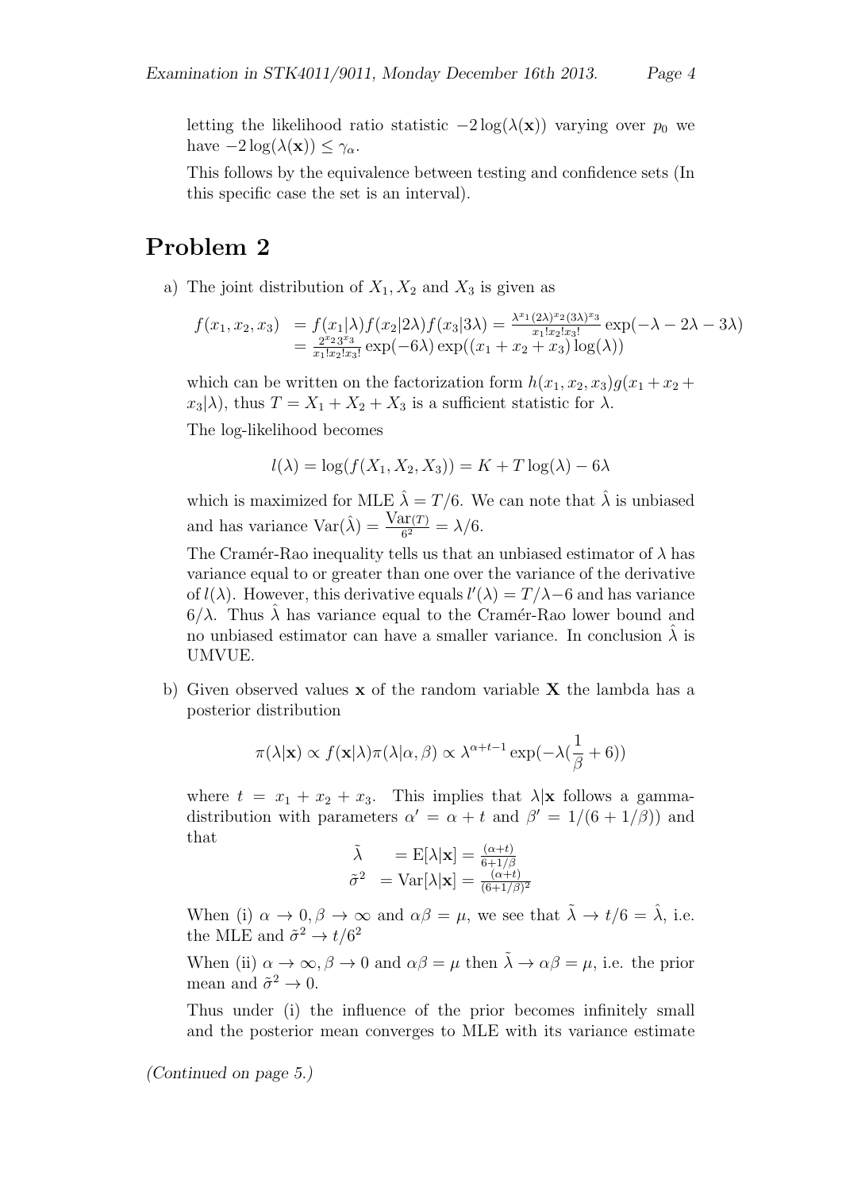letting the likelihood ratio statistic $-2\log(\lambda(\mathbf{x}))$ varying over $p_0$ we have $-2\log(\lambda(\mathbf{x})) \leq \gamma_\alpha$.

This follows by the equivalence between testing and confidence sets (In this specific case the set is an interval).

## Problem 2

a) The joint distribution of $X_1, X_2$ and $X_3$ is given as

$$
\begin{aligned}
f(x_1, x_2, x_3) &= f(x_1|\lambda)f(x_2|2\lambda)f(x_3|3\lambda) = \frac{\lambda^{x_1}(2\lambda)^{x_2}(3\lambda)^{x_3}}{x_1!x_2!x_3!}\exp(-\lambda - 2\lambda - 3\lambda) \\
&= \frac{2^{x_2}3^{x_3}}{x_1!x_2!x_3!}\exp(-6\lambda)\exp((x_1 + x_2 + x_3)\log(\lambda))
\end{aligned}
$$

which can be written on the factorization form $h(x_1, x_2, x_3)g(x_1 + x_2 + x_3|\lambda)$, thus $T = X_1 + X_2 + X_3$ is a sufficient statistic for $\lambda$.

The log-likelihood becomes

$$
l(\lambda) = \log(f(X_1, X_2, X_3)) = K + T\log(\lambda) - 6\lambda
$$

which is maximized for MLE $\hat{\lambda} = T/6$. We can note that $\hat{\lambda}$ is unbiased and has variance $\mathrm{Var}(\hat{\lambda}) = \frac{\mathrm{Var}(T)}{6^2} = \lambda/6$.

The Cramér-Rao inequality tells us that an unbiased estimator of $\lambda$ has variance equal to or greater than one over the variance of the derivative of $l(\lambda)$. However, this derivative equals $l'(\lambda) = T/\lambda - 6$ and has variance $6/\lambda$. Thus $\hat{\lambda}$ has variance equal to the Cramér-Rao lower bound and no unbiased estimator can have a smaller variance. In conclusion $\hat{\lambda}$ is UMVUE.

b) Given observed values $\mathbf{x}$ of the random variable $\mathbf{X}$ the lambda has a posterior distribution

$$
\pi(\lambda|\mathbf{x}) \propto f(\mathbf{x}|\lambda)\pi(\lambda|\alpha, \beta) \propto \lambda^{\alpha+t-1}\exp(-\lambda(\frac{1}{\beta} + 6))
$$

where $t = x_1 + x_2 + x_3$. This implies that $\lambda|\mathbf{x}$ follows a gamma-distribution with parameters $\alpha' = \alpha + t$ and $\beta' = 1/(6 + 1/\beta))$ and that

$$
\begin{aligned}
\tilde{\lambda} &= \mathrm{E}[\lambda|\mathbf{x}] = \frac{(\alpha+t)}{6+1/\beta} \\
\tilde{\sigma}^2 &= \mathrm{Var}[\lambda|\mathbf{x}] = \frac{(\alpha+t)}{(6+1/\beta)^2}
\end{aligned}
$$

When (i) $\alpha \to 0, \beta \to \infty$ and $\alpha\beta = \mu$, we see that $\tilde{\lambda} \to t/6 = \hat{\lambda}$, i.e. the MLE and $\tilde{\sigma}^2 \to t/6^2$

When (ii) $\alpha \to \infty, \beta \to 0$ and $\alpha\beta = \mu$ then $\tilde{\lambda} \to \alpha\beta = \mu$, i.e. the prior mean and $\tilde{\sigma}^2 \to 0$.

Thus under (i) the influence of the prior becomes infinitely small and the posterior mean converges to MLE with its variance estimate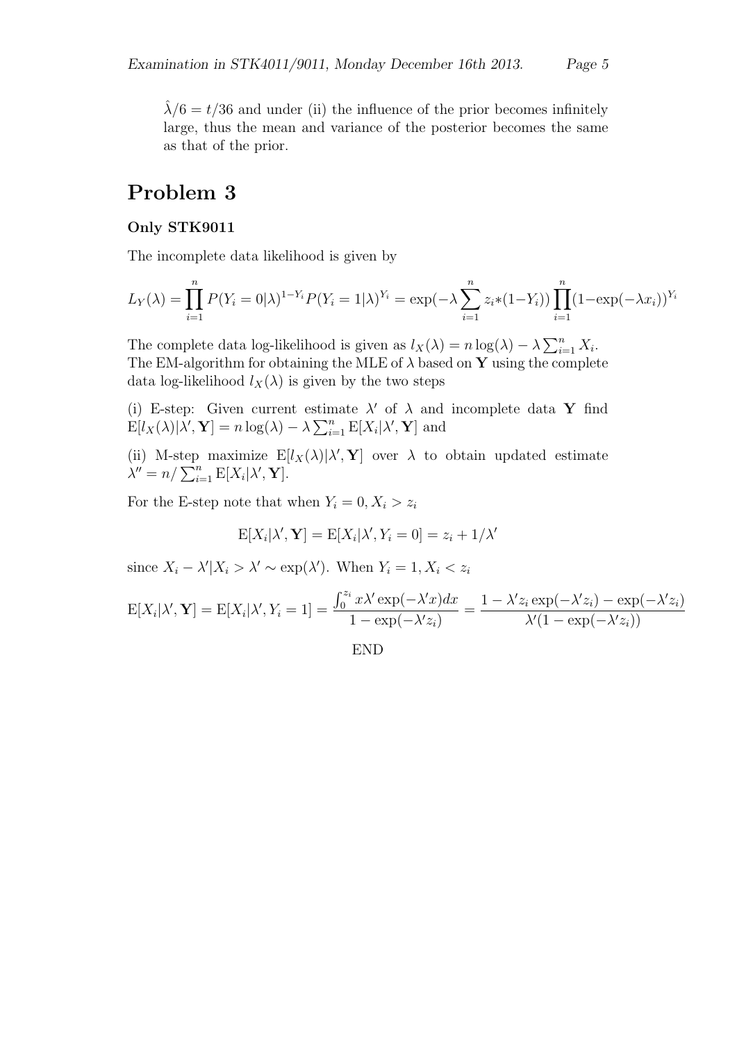$\hat{\lambda}/6 = t/36$ and under (ii) the influence of the prior becomes infinitely large, thus the mean and variance of the posterior becomes the same as that of the prior.

## Problem 3

**Only STK9011**

The incomplete data likelihood is given by

$$L_Y(\lambda) = \prod_{i=1}^{n} P(Y_i = 0|\lambda)^{1-Y_i} P(Y_i = 1|\lambda)^{Y_i} = \exp(-\lambda \sum_{i=1}^{n} z_i * (1-Y_i)) \prod_{i=1}^{n} (1-\exp(-\lambda x_i))^{Y_i}$$

The complete data log-likelihood is given as $l_X(\lambda) = n \log(\lambda) - \lambda \sum_{i=1}^{n} X_i$. The EM-algorithm for obtaining the MLE of $\lambda$ based on $\mathbf{Y}$ using the complete data log-likelihood $l_X(\lambda)$ is given by the two steps

(i) E-step: Given current estimate $\lambda'$ of $\lambda$ and incomplete data $\mathbf{Y}$ find $\mathrm{E}[l_X(\lambda)|\lambda', \mathbf{Y}] = n \log(\lambda) - \lambda \sum_{i=1}^{n} \mathrm{E}[X_i|\lambda', \mathbf{Y}]$ and

(ii) M-step maximize $\mathrm{E}[l_X(\lambda)|\lambda', \mathbf{Y}]$ over $\lambda$ to obtain updated estimate $\lambda'' = n / \sum_{i=1}^{n} \mathrm{E}[X_i|\lambda', \mathbf{Y}]$.

For the E-step note that when $Y_i = 0, X_i > z_i$

$$\mathrm{E}[X_i|\lambda', \mathbf{Y}] = \mathrm{E}[X_i|\lambda', Y_i = 0] = z_i + 1/\lambda'$$

since $X_i - \lambda' | X_i > \lambda' \sim \exp(\lambda')$. When $Y_i = 1, X_i < z_i$

$$\mathrm{E}[X_i|\lambda', \mathbf{Y}] = \mathrm{E}[X_i|\lambda', Y_i = 1] = \frac{\int_0^{z_i} x\lambda' \exp(-\lambda' x) dx}{1 - \exp(-\lambda' z_i)} = \frac{1 - \lambda' z_i \exp(-\lambda' z_i) - \exp(-\lambda' z_i)}{\lambda'(1 - \exp(-\lambda' z_i))}$$

END